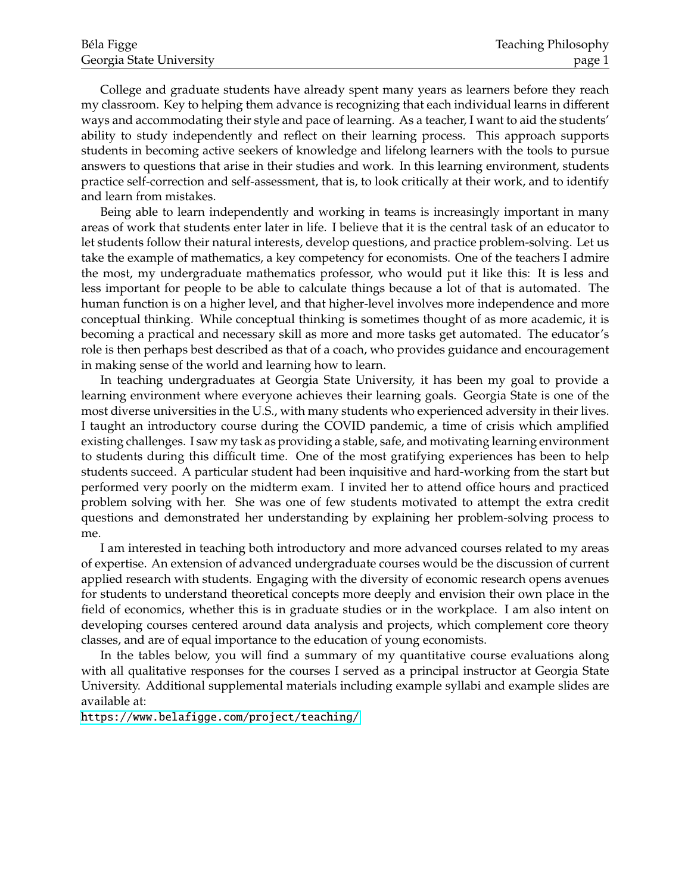College and graduate students have already spent many years as learners before they reach my classroom. Key to helping them advance is recognizing that each individual learns in different ways and accommodating their style and pace of learning. As a teacher, I want to aid the students' ability to study independently and reflect on their learning process. This approach supports students in becoming active seekers of knowledge and lifelong learners with the tools to pursue answers to questions that arise in their studies and work. In this learning environment, students practice self-correction and self-assessment, that is, to look critically at their work, and to identify and learn from mistakes.

Being able to learn independently and working in teams is increasingly important in many areas of work that students enter later in life. I believe that it is the central task of an educator to let students follow their natural interests, develop questions, and practice problem-solving. Let us take the example of mathematics, a key competency for economists. One of the teachers I admire the most, my undergraduate mathematics professor, who would put it like this: It is less and less important for people to be able to calculate things because a lot of that is automated. The human function is on a higher level, and that higher-level involves more independence and more conceptual thinking. While conceptual thinking is sometimes thought of as more academic, it is becoming a practical and necessary skill as more and more tasks get automated. The educator's role is then perhaps best described as that of a coach, who provides guidance and encouragement in making sense of the world and learning how to learn.

In teaching undergraduates at Georgia State University, it has been my goal to provide a learning environment where everyone achieves their learning goals. Georgia State is one of the most diverse universities in the U.S., with many students who experienced adversity in their lives. I taught an introductory course during the COVID pandemic, a time of crisis which amplified existing challenges. I saw my task as providing a stable, safe, and motivating learning environment to students during this difficult time. One of the most gratifying experiences has been to help students succeed. A particular student had been inquisitive and hard-working from the start but performed very poorly on the midterm exam. I invited her to attend office hours and practiced problem solving with her. She was one of few students motivated to attempt the extra credit questions and demonstrated her understanding by explaining her problem-solving process to me.

I am interested in teaching both introductory and more advanced courses related to my areas of expertise. An extension of advanced undergraduate courses would be the discussion of current applied research with students. Engaging with the diversity of economic research opens avenues for students to understand theoretical concepts more deeply and envision their own place in the field of economics, whether this is in graduate studies or in the workplace. I am also intent on developing courses centered around data analysis and projects, which complement core theory classes, and are of equal importance to the education of young economists.

In the tables below, you will find a summary of my quantitative course evaluations along with all qualitative responses for the courses I served as a principal instructor at Georgia State University. Additional supplemental materials including example syllabi and example slides are available at:
https://www.belafigge.com/project/teaching/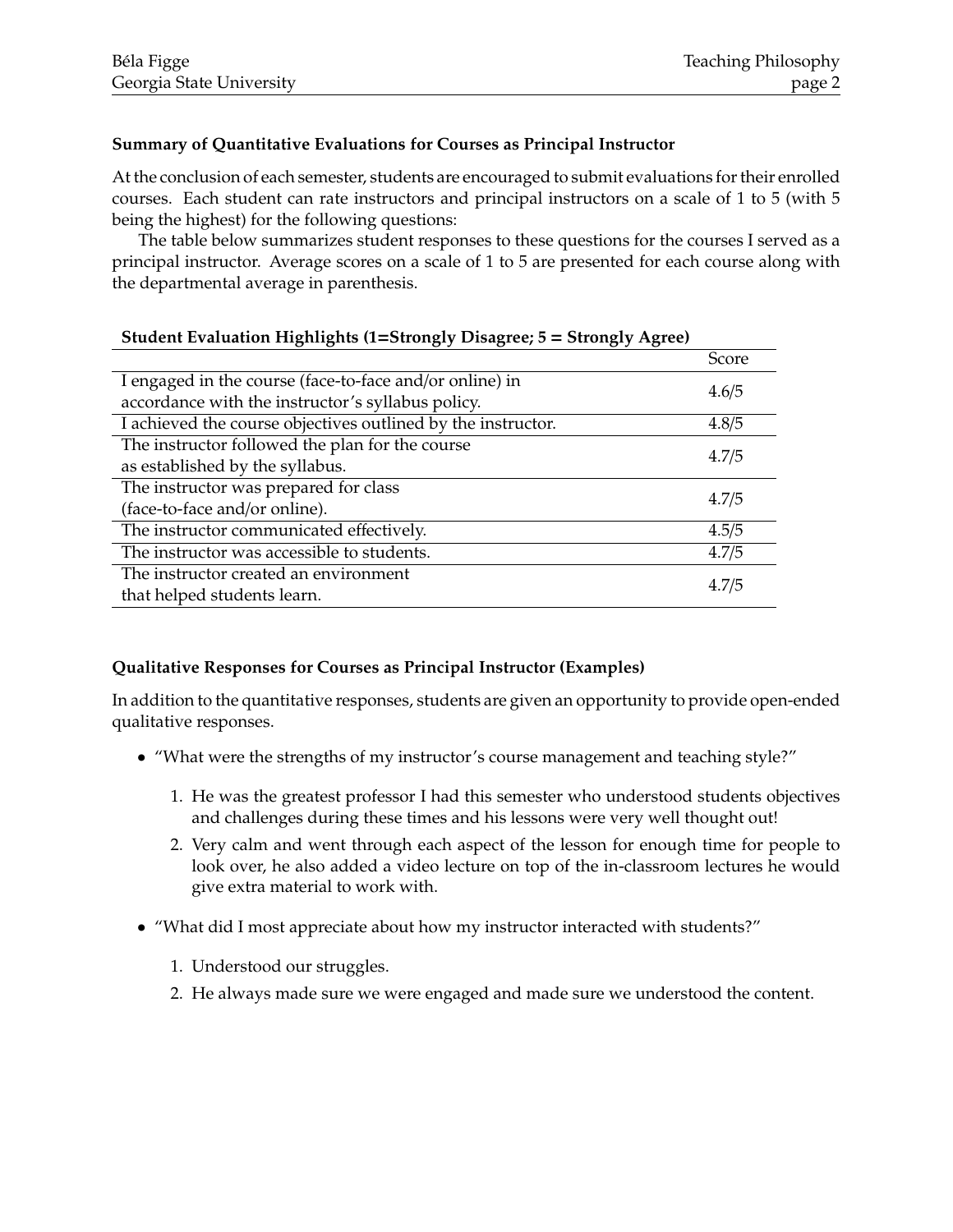### Summary of Quantitative Evaluations for Courses as Principal Instructor

At the conclusion of each semester, students are encouraged to submit evaluations for their enrolled courses. Each student can rate instructors and principal instructors on a scale of 1 to 5 (with 5 being the highest) for the following questions:

The table below summarizes student responses to these questions for the courses I served as a principal instructor. Average scores on a scale of 1 to 5 are presented for each course along with the departmental average in parenthesis.

**Student Evaluation Highlights (1=Strongly Disagree; 5 = Strongly Agree)**

| | Score |
|---|---|
| I engaged in the course (face-to-face and/or online) in accordance with the instructor's syllabus policy. | 4.6/5 |
| I achieved the course objectives outlined by the instructor. | 4.8/5 |
| The instructor followed the plan for the course as established by the syllabus. | 4.7/5 |
| The instructor was prepared for class (face-to-face and/or online). | 4.7/5 |
| The instructor communicated effectively. | 4.5/5 |
| The instructor was accessible to students. | 4.7/5 |
| The instructor created an environment that helped students learn. | 4.7/5 |

### Qualitative Responses for Courses as Principal Instructor (Examples)

In addition to the quantitative responses, students are given an opportunity to provide open-ended qualitative responses.

- "What were the strengths of my instructor's course management and teaching style?"
  1. He was the greatest professor I had this semester who understood students objectives and challenges during these times and his lessons were very well thought out!
  2. Very calm and went through each aspect of the lesson for enough time for people to look over, he also added a video lecture on top of the in-classroom lectures he would give extra material to work with.
- "What did I most appreciate about how my instructor interacted with students?"
  1. Understood our struggles.
  2. He always made sure we were engaged and made sure we understood the content.